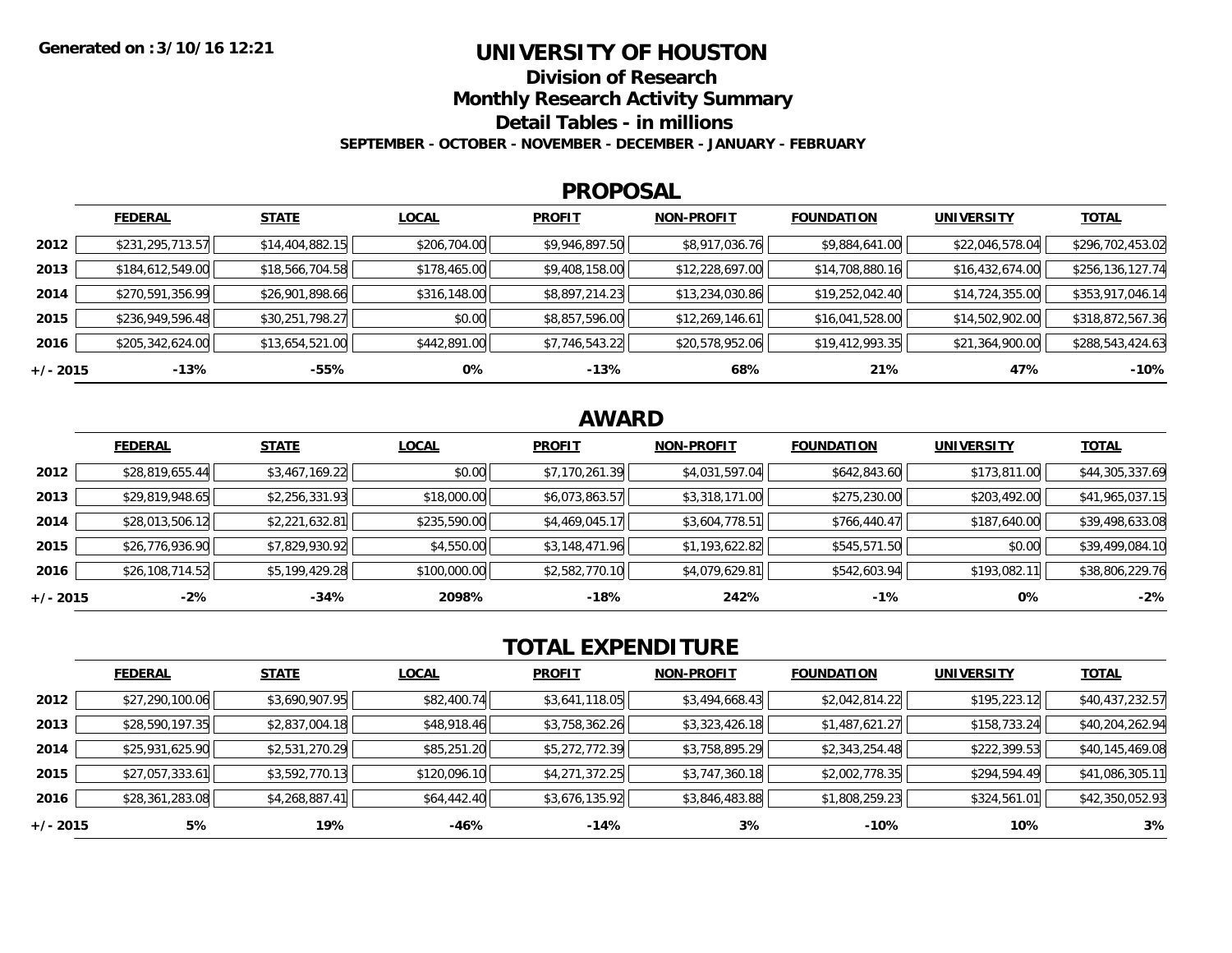Generated on :3/10/16 12:21

# UNIVERSITY OF HOUSTON

## Division of Research

## Monthly Research Activity Summary

## Detail Tables - in millions

**SEPTEMBER - OCTOBER - NOVEMBER - DECEMBER - JANUARY - FEBRUARY**

## PROPOSAL

| | FEDERAL | STATE | LOCAL | PROFIT | NON-PROFIT | FOUNDATION | UNIVERSITY | TOTAL |
|---|---|---|---|---|---|---|---|---|
| **2012** | $231,295,713.57 | $14,404,882.15 | $206,704.00 | $9,946,897.50 | $8,917,036.76 | $9,884,641.00 | $22,046,578.04 | $296,702,453.02 |
| **2013** | $184,612,549.00 | $18,566,704.58 | $178,465.00 | $9,408,158.00 | $12,228,697.00 | $14,708,880.16 | $16,432,674.00 | $256,136,127.74 |
| **2014** | $270,591,356.99 | $26,901,898.66 | $316,148.00 | $8,897,214.23 | $13,234,030.86 | $19,252,042.40 | $14,724,355.00 | $353,917,046.14 |
| **2015** | $236,949,596.48 | $30,251,798.27 | $0.00 | $8,857,596.00 | $12,269,146.61 | $16,041,528.00 | $14,502,902.00 | $318,872,567.36 |
| **2016** | $205,342,624.00 | $13,654,521.00 | $442,891.00 | $7,746,543.22 | $20,578,952.06 | $19,412,993.35 | $21,364,900.00 | $288,543,424.63 |
| **+/- 2015** | **-13%** | **-55%** | **0%** | **-13%** | **68%** | **21%** | **47%** | **-10%** |

## AWARD

| | FEDERAL | STATE | LOCAL | PROFIT | NON-PROFIT | FOUNDATION | UNIVERSITY | TOTAL |
|---|---|---|---|---|---|---|---|---|
| **2012** | $28,819,655.44 | $3,467,169.22 | $0.00 | $7,170,261.39 | $4,031,597.04 | $642,843.60 | $173,811.00 | $44,305,337.69 |
| **2013** | $29,819,948.65 | $2,256,331.93 | $18,000.00 | $6,073,863.57 | $3,318,171.00 | $275,230.00 | $203,492.00 | $41,965,037.15 |
| **2014** | $28,013,506.12 | $2,221,632.81 | $235,590.00 | $4,469,045.17 | $3,604,778.51 | $766,440.47 | $187,640.00 | $39,498,633.08 |
| **2015** | $26,776,936.90 | $7,829,930.92 | $4,550.00 | $3,148,471.96 | $1,193,622.82 | $545,571.50 | $0.00 | $39,499,084.10 |
| **2016** | $26,108,714.52 | $5,199,429.28 | $100,000.00 | $2,582,770.10 | $4,079,629.81 | $542,603.94 | $193,082.11 | $38,806,229.76 |
| **+/- 2015** | **-2%** | **-34%** | **2098%** | **-18%** | **242%** | **-1%** | **0%** | **-2%** |

## TOTAL EXPENDITURE

| | FEDERAL | STATE | LOCAL | PROFIT | NON-PROFIT | FOUNDATION | UNIVERSITY | TOTAL |
|---|---|---|---|---|---|---|---|---|
| **2012** | $27,290,100.06 | $3,690,907.95 | $82,400.74 | $3,641,118.05 | $3,494,668.43 | $2,042,814.22 | $195,223.12 | $40,437,232.57 |
| **2013** | $28,590,197.35 | $2,837,004.18 | $48,918.46 | $3,758,362.26 | $3,323,426.18 | $1,487,621.27 | $158,733.24 | $40,204,262.94 |
| **2014** | $25,931,625.90 | $2,531,270.29 | $85,251.20 | $5,272,772.39 | $3,758,895.29 | $2,343,254.48 | $222,399.53 | $40,145,469.08 |
| **2015** | $27,057,333.61 | $3,592,770.13 | $120,096.10 | $4,271,372.25 | $3,747,360.18 | $2,002,778.35 | $294,594.49 | $41,086,305.11 |
| **2016** | $28,361,283.08 | $4,268,887.41 | $64,442.40 | $3,676,135.92 | $3,846,483.88 | $1,808,259.23 | $324,561.01 | $42,350,052.93 |
| **+/- 2015** | **5%** | **19%** | **-46%** | **-14%** | **3%** | **-10%** | **10%** | **3%** |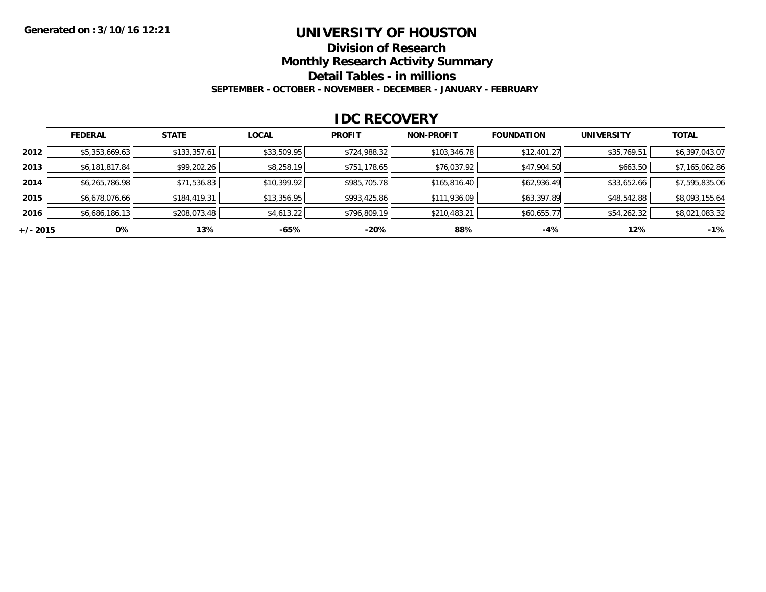Generated on :3/10/16 12:21

# UNIVERSITY OF HOUSTON

## Division of Research

## Monthly Research Activity Summary

## Detail Tables - in millions

**SEPTEMBER - OCTOBER - NOVEMBER - DECEMBER - JANUARY - FEBRUARY**

### IDC RECOVERY

| | FEDERAL | STATE | LOCAL | PROFIT | NON-PROFIT | FOUNDATION | UNIVERSITY | TOTAL |
|---|---|---|---|---|---|---|---|---|
| **2012** | $5,353,669.63 | $133,357.61 | $33,509.95 | $724,988.32 | $103,346.78 | $12,401.27 | $35,769.51 | $6,397,043.07 |
| **2013** | $6,181,817.84 | $99,202.26 | $8,258.19 | $751,178.65 | $76,037.92 | $47,904.50 | $663.50 | $7,165,062.86 |
| **2014** | $6,265,786.98 | $71,536.83 | $10,399.92 | $985,705.78 | $165,816.40 | $62,936.49 | $33,652.66 | $7,595,835.06 |
| **2015** | $6,678,076.66 | $184,419.31 | $13,356.95 | $993,425.86 | $111,936.09 | $63,397.89 | $48,542.88 | $8,093,155.64 |
| **2016** | $6,686,186.13 | $208,073.48 | $4,613.22 | $796,809.19 | $210,483.21 | $60,655.77 | $54,262.32 | $8,021,083.32 |
| **+/- 2015** | **0%** | **13%** | **-65%** | **-20%** | **88%** | **-4%** | **12%** | **-1%** |